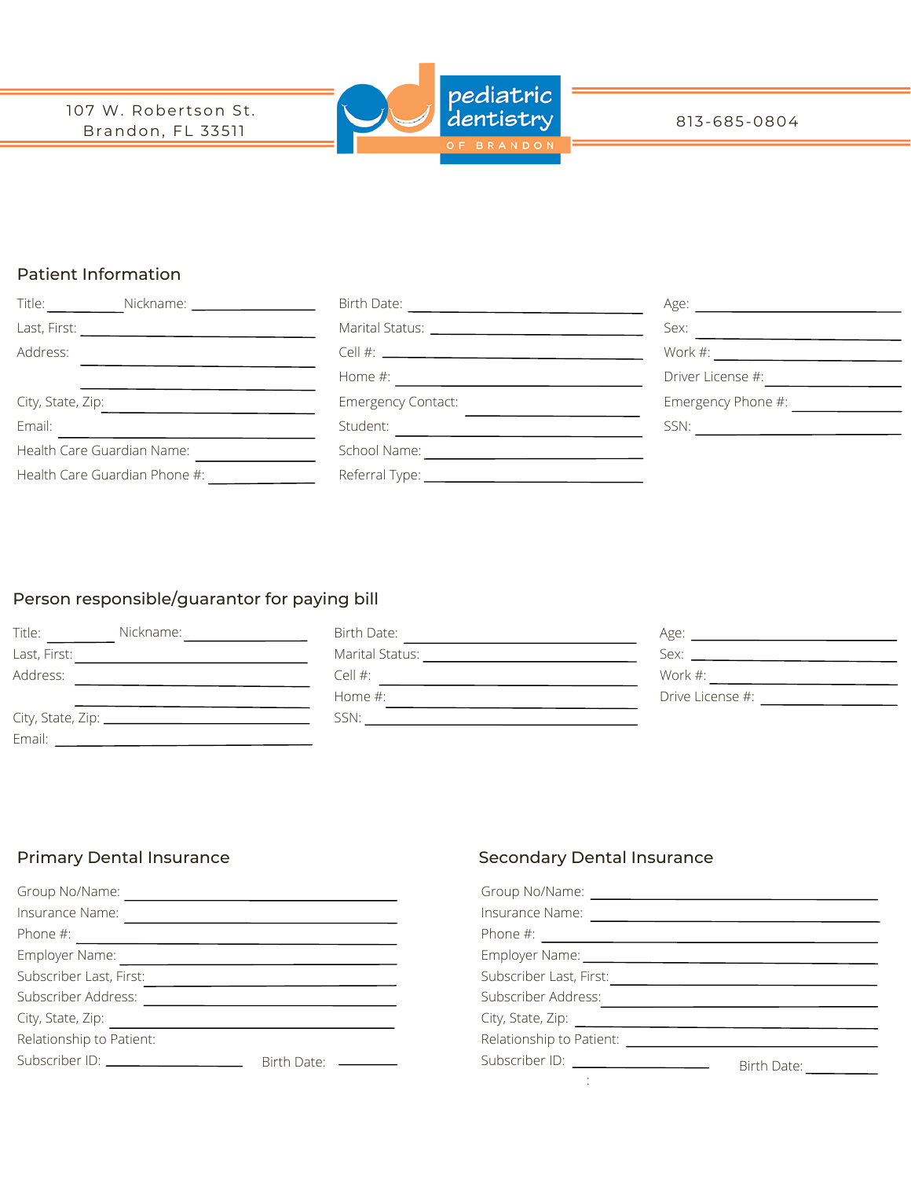107 W. Robertson St.
Brandon, FL 33511

pediatric dentistry OF BRANDON

813-685-0804

## Patient Information

Title: ________ Nickname: ____________

Last, First: ____________

Address: ____________

____________

City, State, Zip: ____________

Email: ____________

Health Care Guardian Name: ____________

Health Care Guardian Phone #: ____________

Birth Date: ____________

Marital Status: ____________

Cell #: ____________

Home #: ____________

Emergency Contact: ____________

Student: ____________

School Name: ____________

Referral Type: ____________

Age: ____________

Sex: ____________

Work #: ____________

Driver License #: ____________

Emergency Phone #: ____________

SSN: ____________

## Person responsible/guarantor for paying bill

Title: ________ Nickname: ____________

Last, First: ____________

Address: ____________

____________

City, State, Zip: ____________

Email: ____________

Birth Date: ____________

Marital Status: ____________

Cell #: ____________

Home #: ____________

SSN: ____________

Age: ____________

Sex: ____________

Work #: ____________

Drive License #: ____________

## Primary Dental Insurance

Group No/Name: ____________

Insurance Name: ____________

Phone #: ____________

Employer Name: ____________

Subscriber Last, First: ____________

Subscriber Address: ____________

City, State, Zip: ____________

Relationship to Patient:

Subscriber ID: ____________ Birth Date: ____________

## Secondary Dental Insurance

Group No/Name: ____________

Insurance Name: ____________

Phone #: ____________

Employer Name: ____________

Subscriber Last, First: ____________

Subscriber Address: ____________

City, State, Zip: ____________

Relationship to Patient: ____________

Subscriber ID: ____________ Birth Date: ____________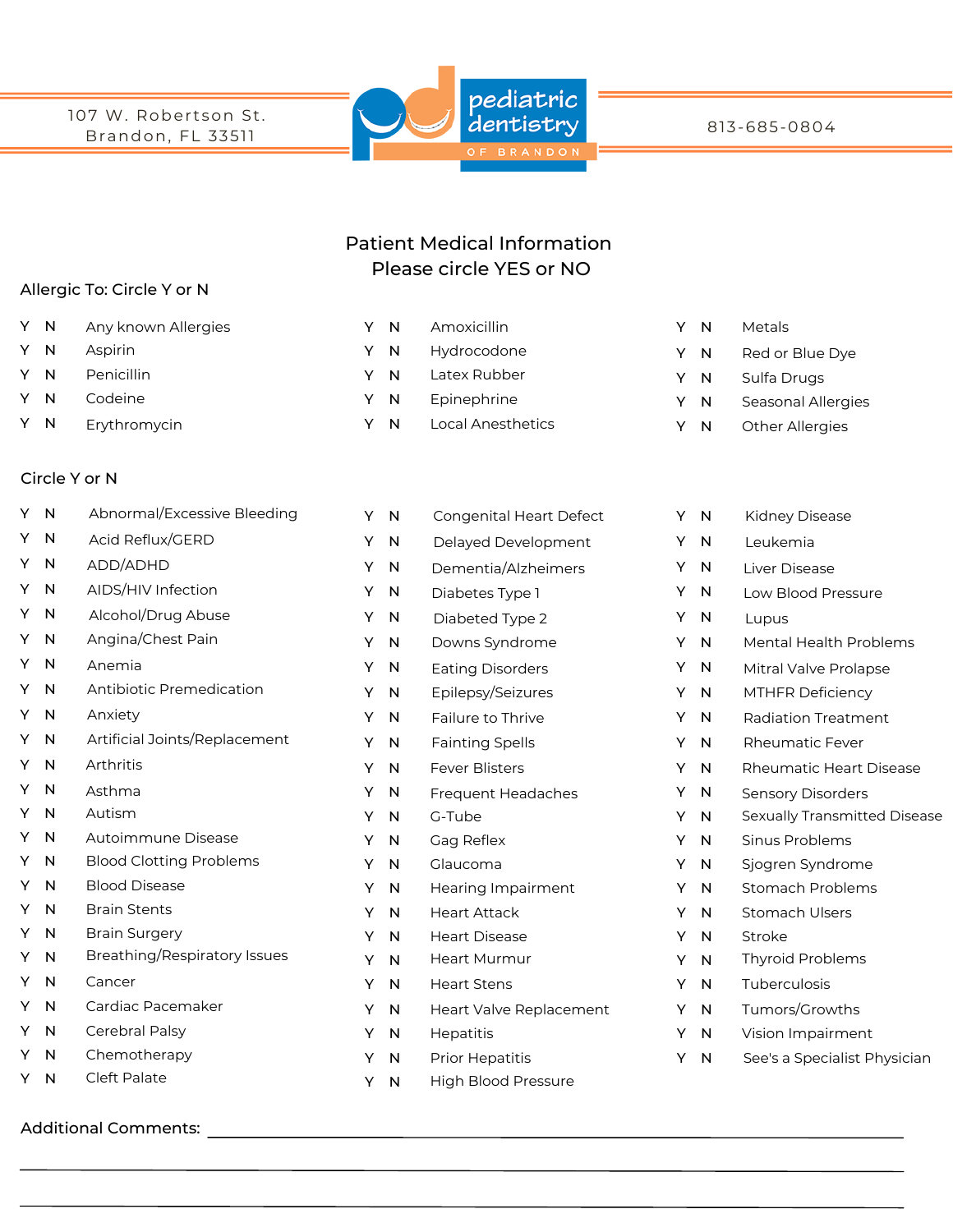107 W. Robertson St.
Brandon, FL 33511

pediatric dentistry OF BRANDON

813-685-0804

## Patient Medical Information
### Please circle YES or NO

**Allergic To: Circle Y or N**

| | | | | | | | | |
|---|---|---|---|---|---|---|---|---|
| Y | N | Any known Allergies | Y | N | Amoxicillin | Y | N | Metals |
| Y | N | Aspirin | Y | N | Hydrocodone | Y | N | Red or Blue Dye |
| Y | N | Penicillin | Y | N | Latex Rubber | Y | N | Sulfa Drugs |
| Y | N | Codeine | Y | N | Epinephrine | Y | N | Seasonal Allergies |
| Y | N | Erythromycin | Y | N | Local Anesthetics | Y | N | Other Allergies |

**Circle Y or N**

| | | | | | | | | |
|---|---|---|---|---|---|---|---|---|
| Y | N | Abnormal/Excessive Bleeding | Y | N | Congenital Heart Defect | Y | N | Kidney Disease |
| Y | N | Acid Reflux/GERD | Y | N | Delayed Development | Y | N | Leukemia |
| Y | N | ADD/ADHD | Y | N | Dementia/Alzheimers | Y | N | Liver Disease |
| Y | N | AIDS/HIV Infection | Y | N | Diabetes Type 1 | Y | N | Low Blood Pressure |
| Y | N | Alcohol/Drug Abuse | Y | N | Diabeted Type 2 | Y | N | Lupus |
| Y | N | Angina/Chest Pain | Y | N | Downs Syndrome | Y | N | Mental Health Problems |
| Y | N | Anemia | Y | N | Eating Disorders | Y | N | Mitral Valve Prolapse |
| Y | N | Antibiotic Premedication | Y | N | Epilepsy/Seizures | Y | N | MTHFR Deficiency |
| Y | N | Anxiety | Y | N | Failure to Thrive | Y | N | Radiation Treatment |
| Y | N | Artificial Joints/Replacement | Y | N | Fainting Spells | Y | N | Rheumatic Fever |
| Y | N | Arthritis | Y | N | Fever Blisters | Y | N | Rheumatic Heart Disease |
| Y | N | Asthma | Y | N | Frequent Headaches | Y | N | Sensory Disorders |
| Y | N | Autism | Y | N | G-Tube | Y | N | Sexually Transmitted Disease |
| Y | N | Autoimmune Disease | Y | N | Gag Reflex | Y | N | Sinus Problems |
| Y | N | Blood Clotting Problems | Y | N | Glaucoma | Y | N | Sjogren Syndrome |
| Y | N | Blood Disease | Y | N | Hearing Impairment | Y | N | Stomach Problems |
| Y | N | Brain Stents | Y | N | Heart Attack | Y | N | Stomach Ulsers |
| Y | N | Brain Surgery | Y | N | Heart Disease | Y | N | Stroke |
| Y | N | Breathing/Respiratory Issues | Y | N | Heart Murmur | Y | N | Thyroid Problems |
| Y | N | Cancer | Y | N | Heart Stens | Y | N | Tuberculosis |
| Y | N | Cardiac Pacemaker | Y | N | Heart Valve Replacement | Y | N | Tumors/Growths |
| Y | N | Cerebral Palsy | Y | N | Hepatitis | Y | N | Vision Impairment |
| Y | N | Chemotherapy | Y | N | Prior Hepatitis | Y | N | See's a Specialist Physician |
| Y | N | Cleft Palate | Y | N | High Blood Pressure | | | |

Additional Comments: ______________________________________________

____________________________________________________________

____________________________________________________________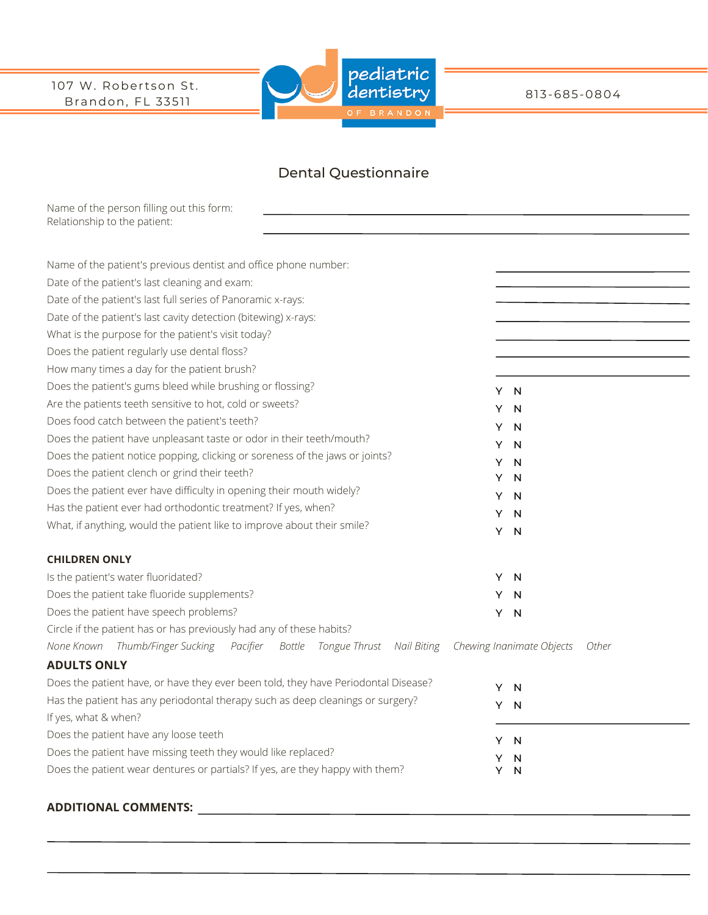107 W. Robertson St.
Brandon, FL 33511

pediatric dentistry OF BRANDON

813-685-0804

# Dental Questionnaire

Name of the person filling out this form: \_\_\_\_\_\_\_\_\_\_\_\_\_\_\_\_\_\_\_\_
Relationship to the patient: \_\_\_\_\_\_\_\_\_\_\_\_\_\_\_\_\_\_\_\_

Name of the patient's previous dentist and office phone number: \_\_\_\_\_\_\_\_\_\_
Date of the patient's last cleaning and exam: \_\_\_\_\_\_\_\_\_\_
Date of the patient's last full series of Panoramic x-rays: \_\_\_\_\_\_\_\_\_\_
Date of the patient's last cavity detection (bitewing) x-rays: \_\_\_\_\_\_\_\_\_\_
What is the purpose for the patient's visit today? \_\_\_\_\_\_\_\_\_\_
Does the patient regularly use dental floss? \_\_\_\_\_\_\_\_\_\_
How many times a day for the patient brush? \_\_\_\_\_\_\_\_\_\_

| Question | |
|---|---|
| Does the patient's gums bleed while brushing or flossing? | Y N |
| Are the patients teeth sensitive to hot, cold or sweets? | Y N |
| Does food catch between the patient's teeth? | Y N |
| Does the patient have unpleasant taste or odor in their teeth/mouth? | Y N |
| Does the patient notice popping, clicking or soreness of the jaws or joints? | Y N |
| Does the patient clench or grind their teeth? | Y N |
| Does the patient ever have difficulty in opening their mouth widely? | Y N |
| Has the patient ever had orthodontic treatment? If yes, when? | Y N |
| What, if anything, would the patient like to improve about their smile? | Y N |

**CHILDREN ONLY**

| Question | |
|---|---|
| Is the patient's water fluoridated? | Y N |
| Does the patient take fluoride supplements? | Y N |
| Does the patient have speech problems? | Y N |

Circle if the patient has or has previously had any of these habits?

*None Known* *Thumb/Finger Sucking* *Pacifier* *Bottle* *Tongue Thrust* *Nail Biting* *Chewing Inanimate Objects* *Other*

**ADULTS ONLY**

| Question | |
|---|---|
| Does the patient have, or have they ever been told, they have Periodontal Disease? | Y N |
| Has the patient has any periodontal therapy such as deep cleanings or surgery? | Y N |
| If yes, what & when? | \_\_\_\_\_\_\_\_\_\_ |
| Does the patient have any loose teeth | Y N |
| Does the patient have missing teeth they would like replaced? | Y N |
| Does the patient wear dentures or partials? If yes, are they happy with them? | Y N |

**ADDITIONAL COMMENTS:** \_\_\_\_\_\_\_\_\_\_\_\_\_\_\_\_\_\_\_\_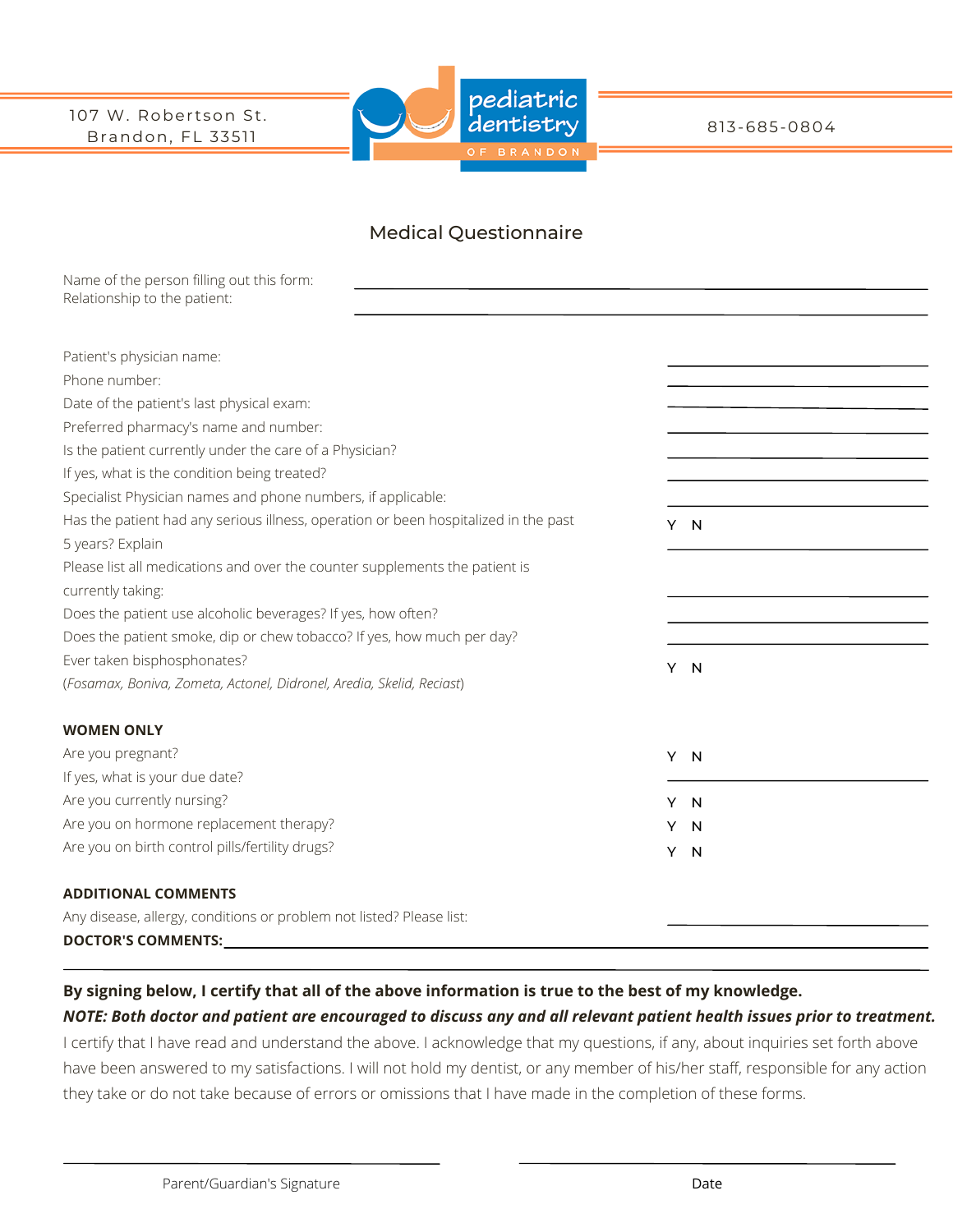107 W. Robertson St.
Brandon, FL 33511

pediatric dentistry OF BRANDON

813-685-0804

# Medical Questionnaire

Name of the person filling out this form: ______________________

Relationship to the patient: ______________________

Patient's physician name: ______________________

Phone number: ______________________

Date of the patient's last physical exam: ______________________

Preferred pharmacy's name and number: ______________________

Is the patient currently under the care of a Physician? ______________________

If yes, what is the condition being treated? ______________________

Specialist Physician names and phone numbers, if applicable: ______________________

Has the patient had any serious illness, operation or been hospitalized in the past 5 years? Explain Y N ______________________

Please list all medications and over the counter supplements the patient is currently taking: ______________________

Does the patient use alcoholic beverages? If yes, how often? ______________________

Does the patient smoke, dip or chew tobacco? If yes, how much per day? ______________________

Ever taken bisphosphonates? Y N
(*Fosamax, Boniva, Zometa, Actonel, Didronel, Aredia, Skelid, Reciast*)

**WOMEN ONLY**

Are you pregnant? Y N

If yes, what is your due date? ______________________

Are you currently nursing? Y N

Are you on hormone replacement therapy? Y N

Are you on birth control pills/fertility drugs? Y N

**ADDITIONAL COMMENTS**

Any disease, allergy, conditions or problem not listed? Please list: ______________________

**DOCTOR'S COMMENTS:** ______________________

**By signing below, I certify that all of the above information is true to the best of my knowledge.**

***NOTE: Both doctor and patient are encouraged to discuss any and all relevant patient health issues prior to treatment.***

I certify that I have read and understand the above. I acknowledge that my questions, if any, about inquiries set forth above have been answered to my satisfactions. I will not hold my dentist, or any member of his/her staff, responsible for any action they take or do not take because of errors or omissions that I have made in the completion of these forms.

______________________ Parent/Guardian's Signature

______________________ Date